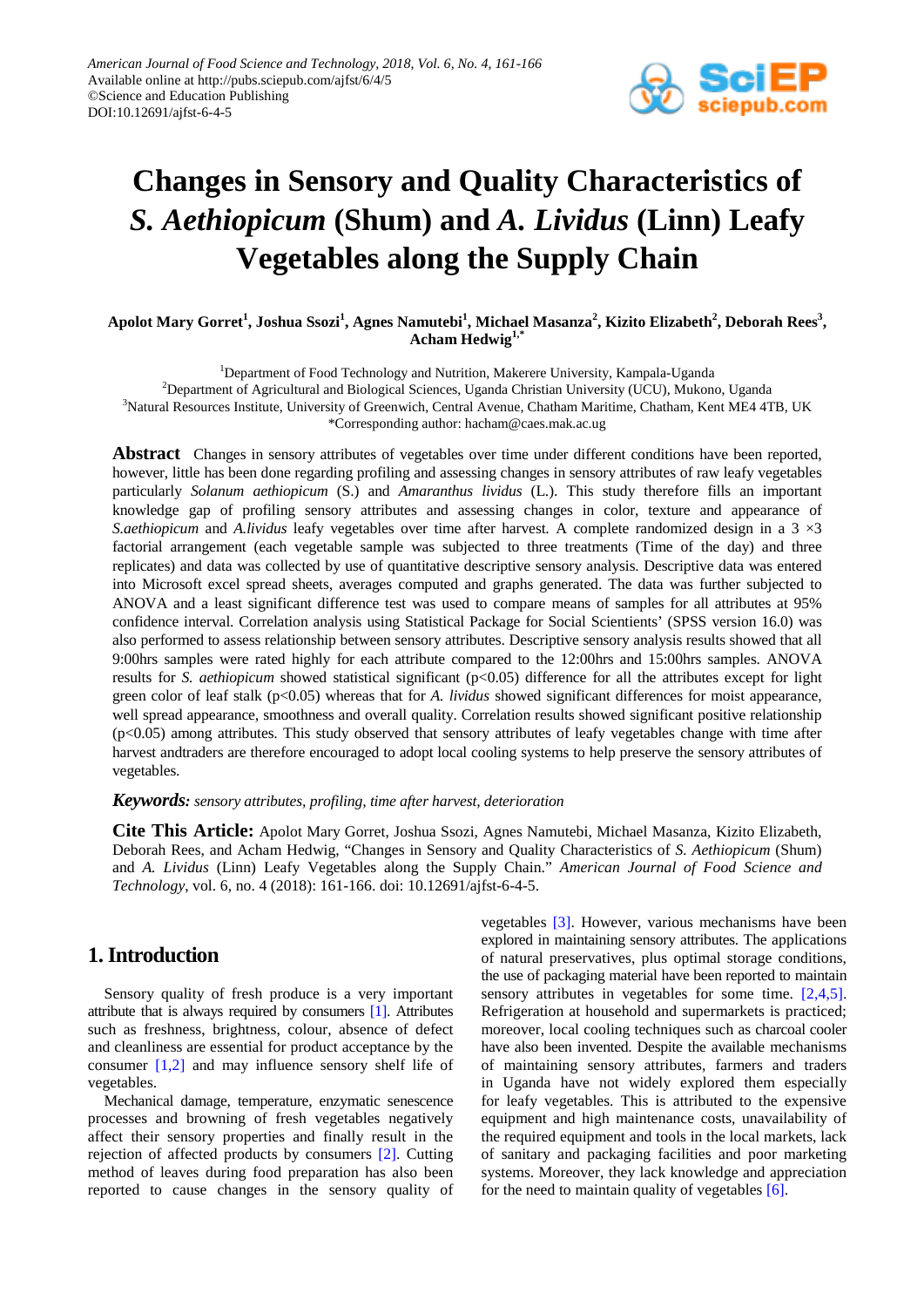# Changes in Sensory and Quality Characteristics of *S. Aethiopicum* (Shum) and *A. Lividus* (Linn) Leafy Vegetables along the Supply Chain

**Apolot Mary Gorret[1], Joshua Ssozi[1], Agnes Namutebi[1], Michael Masanza[2], Kizito Elizabeth[2], Deborah Rees[3], Acham Hedwig[1,*]**

[1]Department of Food Technology and Nutrition, Makerere University, Kampala-Uganda
[2]Department of Agricultural and Biological Sciences, Uganda Christian University (UCU), Mukono, Uganda
[3]Natural Resources Institute, University of Greenwich, Central Avenue, Chatham Maritime, Chatham, Kent ME4 4TB, UK
*Corresponding author: hacham@caes.mak.ac.ug

**Abstract** Changes in sensory attributes of vegetables over time under different conditions have been reported, however, little has been done regarding profiling and assessing changes in sensory attributes of raw leafy vegetables particularly *Solanum aethiopicum* (S.) and *Amaranthus lividus* (L.). This study therefore fills an important knowledge gap of profiling sensory attributes and assessing changes in color, texture and appearance of *S.aethiopicum* and *A.lividus* leafy vegetables over time after harvest. A complete randomized design in a 3 ×3 factorial arrangement (each vegetable sample was subjected to three treatments (Time of the day) and three replicates) and data was collected by use of quantitative descriptive sensory analysis. Descriptive data was entered into Microsoft excel spread sheets, averages computed and graphs generated. The data was further subjected to ANOVA and a least significant difference test was used to compare means of samples for all attributes at 95% confidence interval. Correlation analysis using Statistical Package for Social Scientients' (SPSS version 16.0) was also performed to assess relationship between sensory attributes. Descriptive sensory analysis results showed that all 9:00hrs samples were rated highly for each attribute compared to the 12:00hrs and 15:00hrs samples. ANOVA results for *S. aethiopicum* showed statistical significant ($p<0.05$) difference for all the attributes except for light green color of leaf stalk ($p<0.05$) whereas that for *A. lividus* showed significant differences for moist appearance, well spread appearance, smoothness and overall quality. Correlation results showed significant positive relationship ($p<0.05$) among attributes. This study observed that sensory attributes of leafy vegetables change with time after harvest andtraders are therefore encouraged to adopt local cooling systems to help preserve the sensory attributes of vegetables.

***Keywords:*** *sensory attributes, profiling, time after harvest, deterioration*

**Cite This Article:** Apolot Mary Gorret, Joshua Ssozi, Agnes Namutebi, Michael Masanza, Kizito Elizabeth, Deborah Rees, and Acham Hedwig, "Changes in Sensory and Quality Characteristics of *S. Aethiopicum* (Shum) and *A. Lividus* (Linn) Leafy Vegetables along the Supply Chain." *American Journal of Food Science and Technology*, vol. 6, no. 4 (2018): 161-166. doi: 10.12691/ajfst-6-4-5.

## 1. Introduction

Sensory quality of fresh produce is a very important attribute that is always required by consumers [1]. Attributes such as freshness, brightness, colour, absence of defect and cleanliness are essential for product acceptance by the consumer [1,2] and may influence sensory shelf life of vegetables.

Mechanical damage, temperature, enzymatic senescence processes and browning of fresh vegetables negatively affect their sensory properties and finally result in the rejection of affected products by consumers [2]. Cutting method of leaves during food preparation has also been reported to cause changes in the sensory quality of vegetables [3]. However, various mechanisms have been explored in maintaining sensory attributes. The applications of natural preservatives, plus optimal storage conditions, the use of packaging material have been reported to maintain sensory attributes in vegetables for some time. [2,4,5]. Refrigeration at household and supermarkets is practiced; moreover, local cooling techniques such as charcoal cooler have also been invented. Despite the available mechanisms of maintaining sensory attributes, farmers and traders in Uganda have not widely explored them especially for leafy vegetables. This is attributed to the expensive equipment and high maintenance costs, unavailability of the required equipment and tools in the local markets, lack of sanitary and packaging facilities and poor marketing systems. Moreover, they lack knowledge and appreciation for the need to maintain quality of vegetables [6].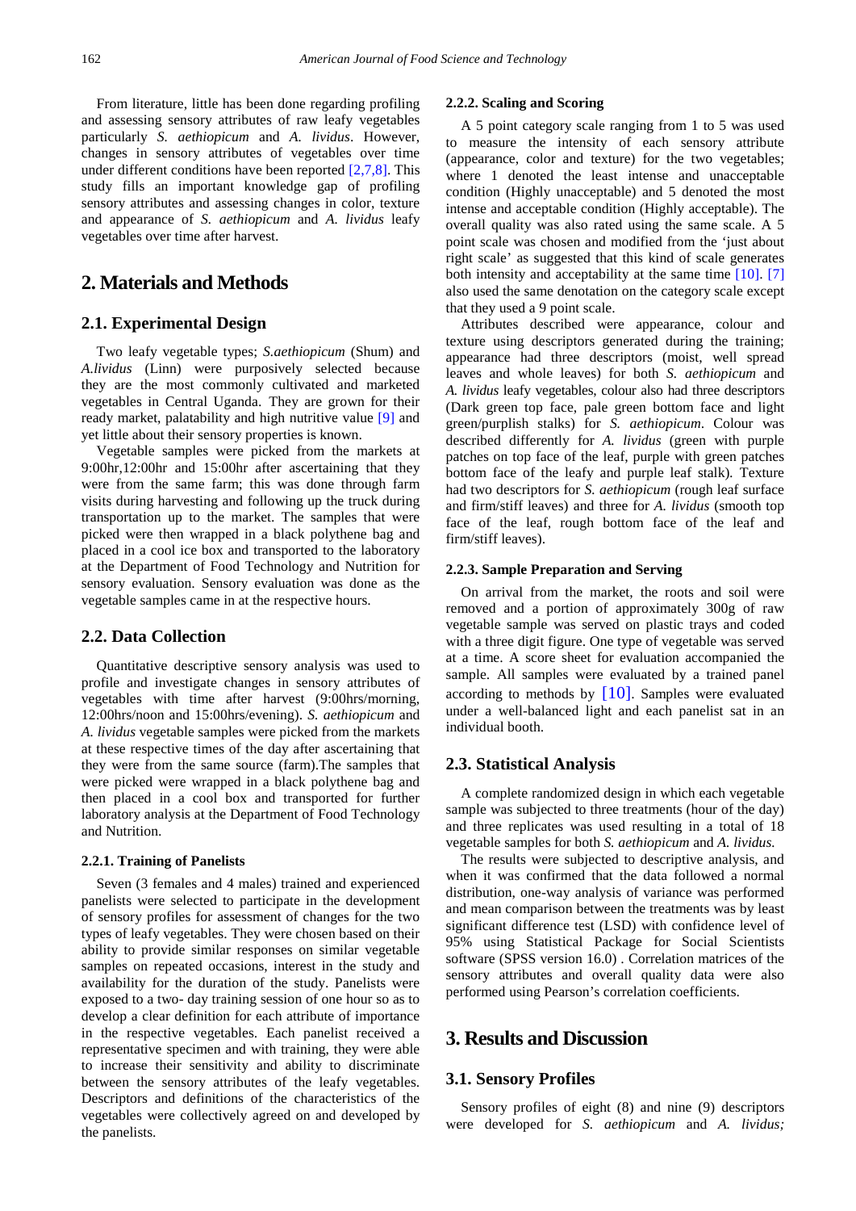From literature, little has been done regarding profiling and assessing sensory attributes of raw leafy vegetables particularly *S. aethiopicum* and *A. lividus*. However, changes in sensory attributes of vegetables over time under different conditions have been reported [2,7,8]. This study fills an important knowledge gap of profiling sensory attributes and assessing changes in color, texture and appearance of *S. aethiopicum* and *A. lividus* leafy vegetables over time after harvest.

# 2. Materials and Methods

## 2.1. Experimental Design

Two leafy vegetable types; *S.aethiopicum* (Shum) and *A.lividus* (Linn) were purposively selected because they are the most commonly cultivated and marketed vegetables in Central Uganda. They are grown for their ready market, palatability and high nutritive value [9] and yet little about their sensory properties is known.

Vegetable samples were picked from the markets at 9:00hr,12:00hr and 15:00hr after ascertaining that they were from the same farm; this was done through farm visits during harvesting and following up the truck during transportation up to the market. The samples that were picked were then wrapped in a black polythene bag and placed in a cool ice box and transported to the laboratory at the Department of Food Technology and Nutrition for sensory evaluation. Sensory evaluation was done as the vegetable samples came in at the respective hours.

## 2.2. Data Collection

Quantitative descriptive sensory analysis was used to profile and investigate changes in sensory attributes of vegetables with time after harvest (9:00hrs/morning, 12:00hrs/noon and 15:00hrs/evening). *S. aethiopicum* and *A. lividus* vegetable samples were picked from the markets at these respective times of the day after ascertaining that they were from the same source (farm).The samples that were picked were wrapped in a black polythene bag and then placed in a cool box and transported for further laboratory analysis at the Department of Food Technology and Nutrition.

### 2.2.1. Training of Panelists

Seven (3 females and 4 males) trained and experienced panelists were selected to participate in the development of sensory profiles for assessment of changes for the two types of leafy vegetables. They were chosen based on their ability to provide similar responses on similar vegetable samples on repeated occasions, interest in the study and availability for the duration of the study. Panelists were exposed to a two- day training session of one hour so as to develop a clear definition for each attribute of importance in the respective vegetables. Each panelist received a representative specimen and with training, they were able to increase their sensitivity and ability to discriminate between the sensory attributes of the leafy vegetables. Descriptors and definitions of the characteristics of the vegetables were collectively agreed on and developed by the panelists.

### 2.2.2. Scaling and Scoring

A 5 point category scale ranging from 1 to 5 was used to measure the intensity of each sensory attribute (appearance, color and texture) for the two vegetables; where 1 denoted the least intense and unacceptable condition (Highly unacceptable) and 5 denoted the most intense and acceptable condition (Highly acceptable). The overall quality was also rated using the same scale. A 5 point scale was chosen and modified from the 'just about right scale' as suggested that this kind of scale generates both intensity and acceptability at the same time [10]. [7] also used the same denotation on the category scale except that they used a 9 point scale.

Attributes described were appearance, colour and texture using descriptors generated during the training; appearance had three descriptors (moist, well spread leaves and whole leaves) for both *S. aethiopicum* and *A. lividus* leafy vegetables, colour also had three descriptors (Dark green top face, pale green bottom face and light green/purplish stalks) for *S. aethiopicum*. Colour was described differently for *A. lividus* (green with purple patches on top face of the leaf, purple with green patches bottom face of the leafy and purple leaf stalk). Texture had two descriptors for *S. aethiopicum* (rough leaf surface and firm/stiff leaves) and three for *A. lividus* (smooth top face of the leaf, rough bottom face of the leaf and firm/stiff leaves).

### 2.2.3. Sample Preparation and Serving

On arrival from the market, the roots and soil were removed and a portion of approximately 300g of raw vegetable sample was served on plastic trays and coded with a three digit figure. One type of vegetable was served at a time. A score sheet for evaluation accompanied the sample. All samples were evaluated by a trained panel according to methods by [10]. Samples were evaluated under a well-balanced light and each panelist sat in an individual booth.

## 2.3. Statistical Analysis

A complete randomized design in which each vegetable sample was subjected to three treatments (hour of the day) and three replicates was used resulting in a total of 18 vegetable samples for both *S. aethiopicum* and *A. lividus.*

The results were subjected to descriptive analysis, and when it was confirmed that the data followed a normal distribution, one-way analysis of variance was performed and mean comparison between the treatments was by least significant difference test (LSD) with confidence level of 95% using Statistical Package for Social Scientists software (SPSS version 16.0) . Correlation matrices of the sensory attributes and overall quality data were also performed using Pearson's correlation coefficients.

# 3. Results and Discussion

## 3.1. Sensory Profiles

Sensory profiles of eight (8) and nine (9) descriptors were developed for *S. aethiopicum* and *A. lividus;*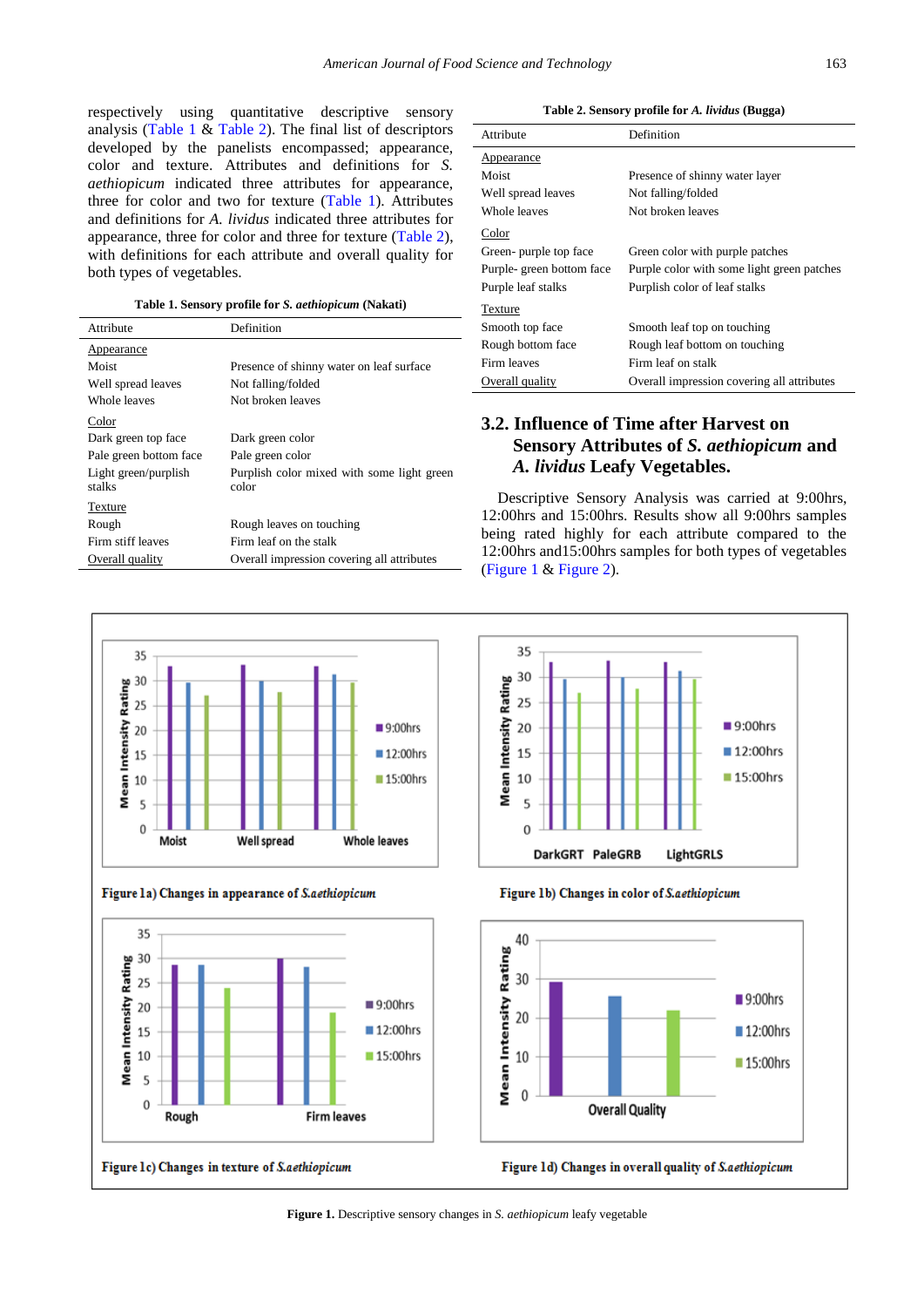respectively using quantitative descriptive sensory analysis (Table 1 & Table 2). The final list of descriptors developed by the panelists encompassed; appearance, color and texture. Attributes and definitions for *S. aethiopicum* indicated three attributes for appearance, three for color and two for texture (Table 1). Attributes and definitions for *A. lividus* indicated three attributes for appearance, three for color and three for texture (Table 2), with definitions for each attribute and overall quality for both types of vegetables.

**Table 1. Sensory profile for *S. aethiopicum* (Nakati)**

| Attribute | Definition |
|---|---|
| <u>Appearance</u> | |
| Moist | Presence of shinny water on leaf surface |
| Well spread leaves | Not falling/folded |
| Whole leaves | Not broken leaves |
| <u>Color</u> | |
| Dark green top face | Dark green color |
| Pale green bottom face | Pale green color |
| Light green/purplish stalks | Purplish color mixed with some light green color |
| <u>Texture</u> | |
| Rough | Rough leaves on touching |
| Firm stiff leaves | Firm leaf on the stalk |
| <u>Overall quality</u> | Overall impression covering all attributes |

**Table 2. Sensory profile for *A. lividus* (Bugga)**

| Attribute | Definition |
|---|---|
| <u>Appearance</u> | |
| Moist | Presence of shinny water layer |
| Well spread leaves | Not falling/folded |
| Whole leaves | Not broken leaves |
| <u>Color</u> | |
| Green- purple top face | Green color with purple patches |
| Purple- green bottom face | Purple color with some light green patches |
| Purple leaf stalks | Purplish color of leaf stalks |
| <u>Texture</u> | |
| Smooth top face | Smooth leaf top on touching |
| Rough bottom face | Rough leaf bottom on touching |
| Firm leaves | Firm leaf on stalk |
| <u>Overall quality</u> | Overall impression covering all attributes |

## 3.2. Influence of Time after Harvest on Sensory Attributes of *S. aethiopicum* and *A. lividus* Leafy Vegetables.

Descriptive Sensory Analysis was carried at 9:00hrs, 12:00hrs and 15:00hrs. Results show all 9:00hrs samples being rated highly for each attribute compared to the 12:00hrs and15:00hrs samples for both types of vegetables (Figure 1 & Figure 2).

Figure 1a) Changes in appearance of *S.aethiopicum*

Figure 1b) Changes in color of *S.aethiopicum*

Figure 1c) Changes in texture of *S.aethiopicum*

Figure 1d) Changes in overall quality of *S.aethiopicum*

**Figure 1.** Descriptive sensory changes in *S. aethiopicum* leafy vegetable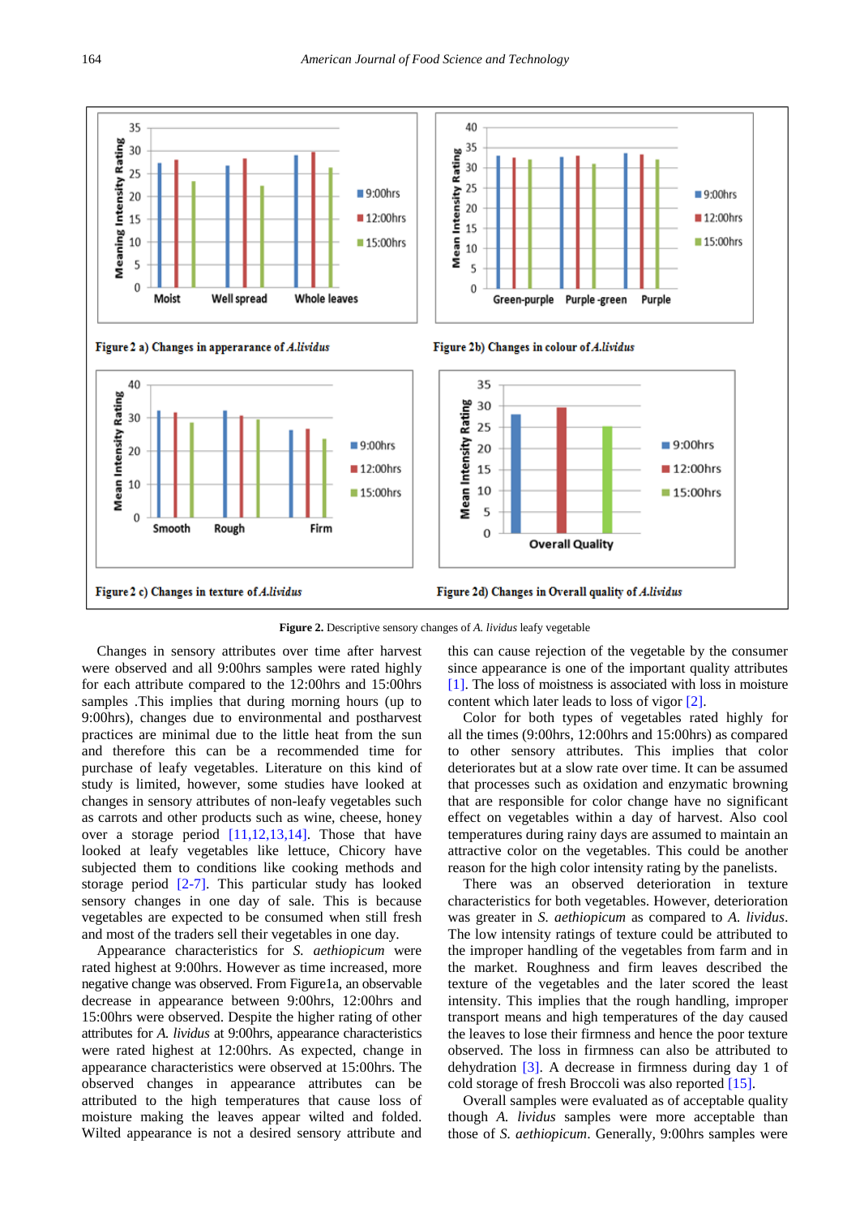Figure 2 a) Changes in apperarance of *A.lividus*

Figure 2b) Changes in colour of *A.lividus*

Figure 2 c) Changes in texture of *A.lividus*

Figure 2d) Changes in Overall quality of *A.lividus*

**Figure 2.** Descriptive sensory changes of *A. lividus* leafy vegetable

Changes in sensory attributes over time after harvest were observed and all 9:00hrs samples were rated highly for each attribute compared to the 12:00hrs and 15:00hrs samples .This implies that during morning hours (up to 9:00hrs), changes due to environmental and postharvest practices are minimal due to the little heat from the sun and therefore this can be a recommended time for purchase of leafy vegetables. Literature on this kind of study is limited, however, some studies have looked at changes in sensory attributes of non-leafy vegetables such as carrots and other products such as wine, cheese, honey over a storage period [11,12,13,14]. Those that have looked at leafy vegetables like lettuce, Chicory have subjected them to conditions like cooking methods and storage period [2-7]. This particular study has looked sensory changes in one day of sale. This is because vegetables are expected to be consumed when still fresh and most of the traders sell their vegetables in one day.

Appearance characteristics for *S. aethiopicum* were rated highest at 9:00hrs. However as time increased, more negative change was observed. From Figure1a, an observable decrease in appearance between 9:00hrs, 12:00hrs and 15:00hrs were observed. Despite the higher rating of other attributes for *A. lividus* at 9:00hrs, appearance characteristics were rated highest at 12:00hrs. As expected, change in appearance characteristics were observed at 15:00hrs. The observed changes in appearance attributes can be attributed to the high temperatures that cause loss of moisture making the leaves appear wilted and folded. Wilted appearance is not a desired sensory attribute and this can cause rejection of the vegetable by the consumer since appearance is one of the important quality attributes [1]. The loss of moistness is associated with loss in moisture content which later leads to loss of vigor [2].

Color for both types of vegetables rated highly for all the times (9:00hrs, 12:00hrs and 15:00hrs) as compared to other sensory attributes. This implies that color deteriorates but at a slow rate over time. It can be assumed that processes such as oxidation and enzymatic browning that are responsible for color change have no significant effect on vegetables within a day of harvest. Also cool temperatures during rainy days are assumed to maintain an attractive color on the vegetables. This could be another reason for the high color intensity rating by the panelists.

There was an observed deterioration in texture characteristics for both vegetables. However, deterioration was greater in *S. aethiopicum* as compared to *A. lividus*. The low intensity ratings of texture could be attributed to the improper handling of the vegetables from farm and in the market. Roughness and firm leaves described the texture of the vegetables and the later scored the least intensity. This implies that the rough handling, improper transport means and high temperatures of the day caused the leaves to lose their firmness and hence the poor texture observed. The loss in firmness can also be attributed to dehydration [3]. A decrease in firmness during day 1 of cold storage of fresh Broccoli was also reported [15].

Overall samples were evaluated as of acceptable quality though *A. lividus* samples were more acceptable than those of *S. aethiopicum*. Generally, 9:00hrs samples were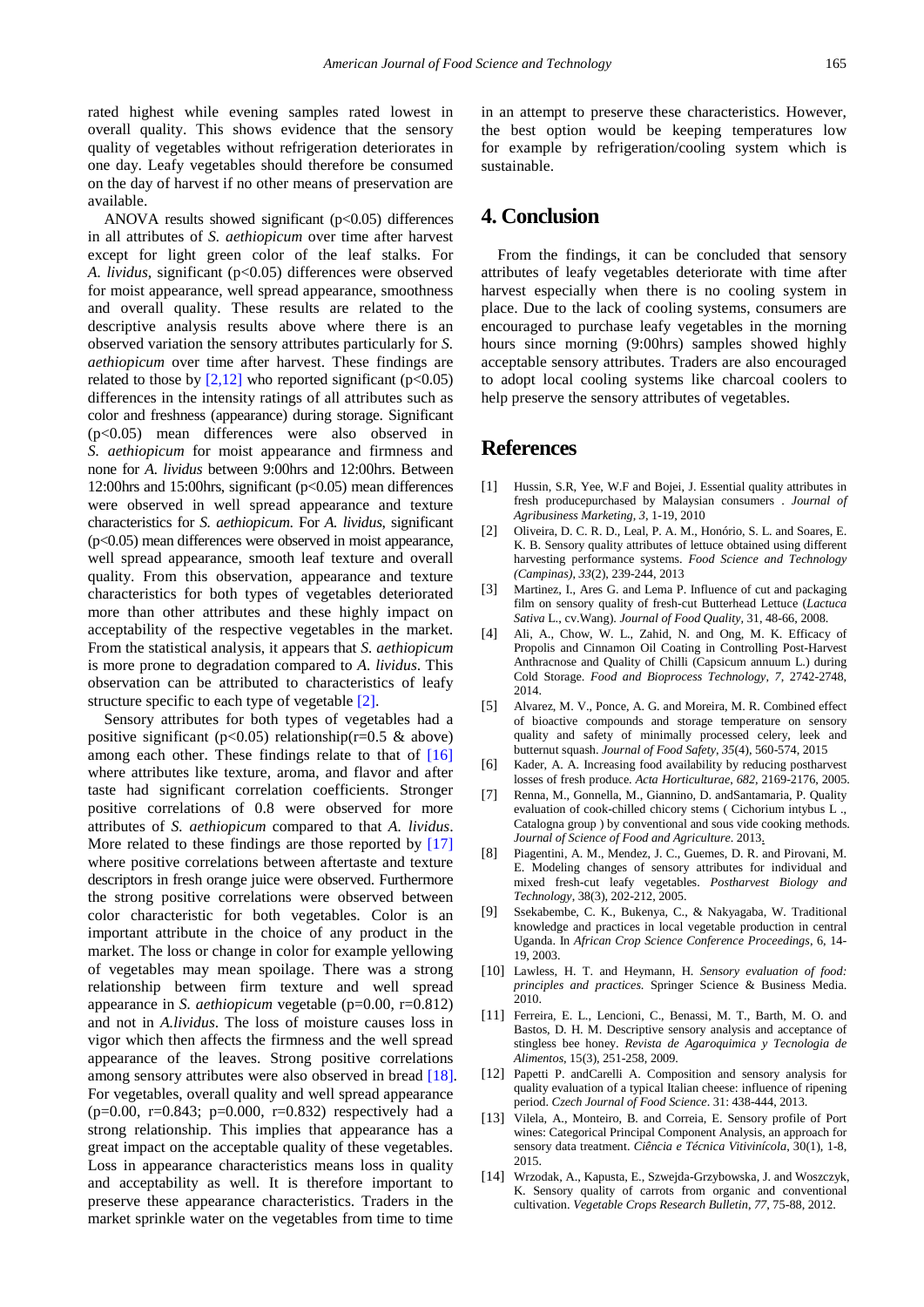rated highest while evening samples rated lowest in overall quality. This shows evidence that the sensory quality of vegetables without refrigeration deteriorates in one day. Leafy vegetables should therefore be consumed on the day of harvest if no other means of preservation are available.

ANOVA results showed significant ($p<0.05$) differences in all attributes of *S. aethiopicum* over time after harvest except for light green color of the leaf stalks. For *A. lividus*, significant ($p<0.05$) differences were observed for moist appearance, well spread appearance, smoothness and overall quality. These results are related to the descriptive analysis results above where there is an observed variation the sensory attributes particularly for *S. aethiopicum* over time after harvest. These findings are related to those by [2,12] who reported significant ($p<0.05$) differences in the intensity ratings of all attributes such as color and freshness (appearance) during storage. Significant ($p<0.05$) mean differences were also observed in *S. aethiopicum* for moist appearance and firmness and none for *A. lividus* between 9:00hrs and 12:00hrs. Between 12:00hrs and 15:00hrs, significant ($p<0.05$) mean differences were observed in well spread appearance and texture characteristics for *S. aethiopicum*. For *A. lividus*, significant ($p<0.05$) mean differences were observed in moist appearance, well spread appearance, smooth leaf texture and overall quality. From this observation, appearance and texture characteristics for both types of vegetables deteriorated more than other attributes and these highly impact on acceptability of the respective vegetables in the market. From the statistical analysis, it appears that *S. aethiopicum* is more prone to degradation compared to *A. lividus*. This observation can be attributed to characteristics of leafy structure specific to each type of vegetable [2].

Sensory attributes for both types of vegetables had a positive significant ($p<0.05$) relationship($r=0.5$ & above) among each other. These findings relate to that of [16] where attributes like texture, aroma, and flavor and after taste had significant correlation coefficients. Stronger positive correlations of 0.8 were observed for more attributes of *S. aethiopicum* compared to that *A. lividus*. More related to these findings are those reported by [17] where positive correlations between aftertaste and texture descriptors in fresh orange juice were observed. Furthermore the strong positive correlations were observed between color characteristic for both vegetables. Color is an important attribute in the choice of any product in the market. The loss or change in color for example yellowing of vegetables may mean spoilage. There was a strong relationship between firm texture and well spread appearance in *S. aethiopicum* vegetable ($p=0.00$, $r=0.812$) and not in *A.lividus*. The loss of moisture causes loss in vigor which then affects the firmness and the well spread appearance of the leaves. Strong positive correlations among sensory attributes were also observed in bread [18]. For vegetables, overall quality and well spread appearance ($p=0.00$, $r=0.843$; $p=0.000$, $r=0.832$) respectively had a strong relationship. This implies that appearance has a great impact on the acceptable quality of these vegetables. Loss in appearance characteristics means loss in quality and acceptability as well. It is therefore important to preserve these appearance characteristics. Traders in the market sprinkle water on the vegetables from time to time in an attempt to preserve these characteristics. However, the best option would be keeping temperatures low for example by refrigeration/cooling system which is sustainable.

# 4. Conclusion

From the findings, it can be concluded that sensory attributes of leafy vegetables deteriorate with time after harvest especially when there is no cooling system in place. Due to the lack of cooling systems, consumers are encouraged to purchase leafy vegetables in the morning hours since morning (9:00hrs) samples showed highly acceptable sensory attributes. Traders are also encouraged to adopt local cooling systems like charcoal coolers to help preserve the sensory attributes of vegetables.

# References

[1] Hussin, S.R, Yee, W.F and Bojei, J. Essential quality attributes in fresh producepurchased by Malaysian consumers . *Journal of Agribusiness Marketing, 3*, 1-19, 2010

[2] Oliveira, D. C. R. D., Leal, P. A. M., Honório, S. L. and Soares, E. K. B. Sensory quality attributes of lettuce obtained using different harvesting performance systems. *Food Science and Technology (Campinas), 33*(2), 239-244, 2013

[3] Martinez, I., Ares G. and Lema P. Influence of cut and packaging film on sensory quality of fresh-cut Butterhead Lettuce (*Lactuca Sativa* L., cv.Wang). *Journal of Food Quality*, 31, 48-66, 2008.

[4] Ali, A., Chow, W. L., Zahid, N. and Ong, M. K. Efficacy of Propolis and Cinnamon Oil Coating in Controlling Post-Harvest Anthracnose and Quality of Chilli (Capsicum annuum L.) during Cold Storage. *Food and Bioprocess Technology, 7*, 2742-2748, 2014.

[5] Alvarez, M. V., Ponce, A. G. and Moreira, M. R. Combined effect of bioactive compounds and storage temperature on sensory quality and safety of minimally processed celery, leek and butternut squash. *Journal of Food Safety, 35*(4), 560-574, 2015

[6] Kader, A. A. Increasing food availability by reducing postharvest losses of fresh produce. *Acta Horticulturae, 682*, 2169-2176, 2005.

[7] Renna, M., Gonnella, M., Giannino, D. andSantamaria, P. Quality evaluation of cook-chilled chicory stems ( Cichorium intybus L ., Catalogna group ) by conventional and sous vide cooking methods. *Journal of Science of Food and Agriculture*. 2013.

[8] Piagentini, A. M., Mendez, J. C., Guemes, D. R. and Pirovani, M. E. Modeling changes of sensory attributes for individual and mixed fresh-cut leafy vegetables. *Postharvest Biology and Technology*, 38(3), 202-212, 2005.

[9] Ssekabembe, C. K., Bukenya, C., & Nakyagaba, W. Traditional knowledge and practices in local vegetable production in central Uganda. In *African Crop Science Conference Proceedings*, 6, 14-19, 2003.

[10] Lawless, H. T. and Heymann, H. *Sensory evaluation of food: principles and practices*. Springer Science & Business Media. 2010.

[11] Ferreira, E. L., Lencioni, C., Benassi, M. T., Barth, M. O. and Bastos, D. H. M. Descriptive sensory analysis and acceptance of stingless bee honey. *Revista de Agaroquimica y Tecnologia de Alimentos*, 15(3), 251-258, 2009.

[12] Papetti P. andCarelli A. Composition and sensory analysis for quality evaluation of a typical Italian cheese: influence of ripening period. *Czech Journal of Food Science*. 31: 438-444, 2013.

[13] Vilela, A., Monteiro, B. and Correia, E. Sensory profile of Port wines: Categorical Principal Component Analysis, an approach for sensory data treatment. *Ciência e Técnica Vitivinícola*, 30(1), 1-8, 2015.

[14] Wrzodak, A., Kapusta, E., Szwejda-Grzybowska, J. and Woszczyk, K. Sensory quality of carrots from organic and conventional cultivation. *Vegetable Crops Research Bulletin, 77*, 75-88, 2012.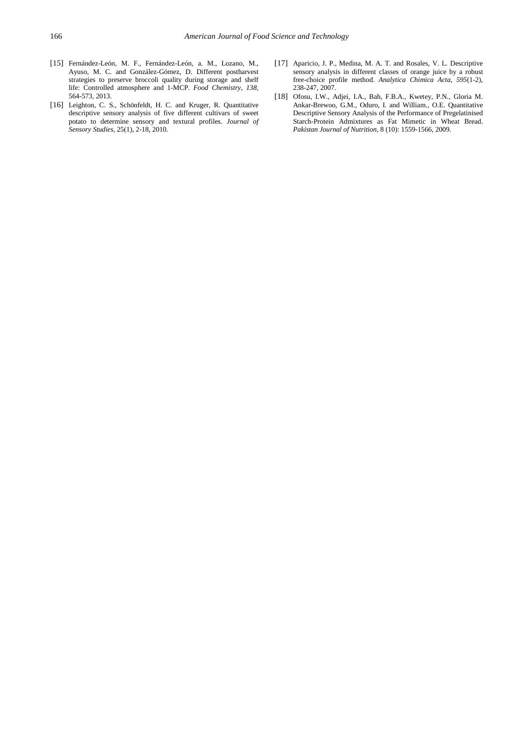[15] Fernández-León, M. F., Fernández-León, a. M., Lozano, M., Ayuso, M. C. and González-Gómez, D. Different postharvest strategies to preserve broccoli quality during storage and shelf life: Controlled atmosphere and 1-MCP. *Food Chemistry, 138,* 564-573, 2013.

[16] Leighton, C. S., Schönfeldt, H. C. and Kruger, R. Quantitative descriptive sensory analysis of five different cultivars of sweet potato to determine sensory and textural profiles. *Journal of Sensory Studies*, 25(1), 2-18, 2010.

[17] Aparicio, J. P., Medina, M. A. T. and Rosales, V. L. Descriptive sensory analysis in different classes of orange juice by a robust free-choice profile method. *Analytica Chimica Acta, 595*(1-2), 238-247, 2007.

[18] Ofosu, I.W., Adjei, I.A., Bah, F.B.A., Kwetey, P.N., Gloria M. Ankar-Brewoo, G.M., Oduro, I. and William., O.E. Quantitative Descriptive Sensory Analysis of the Performance of Pregelatinised Starch-Protein Admixtures as Fat Mimetic in Wheat Bread. *Pakistan Journal of Nutrition,* 8 (10): 1559-1566, 2009.